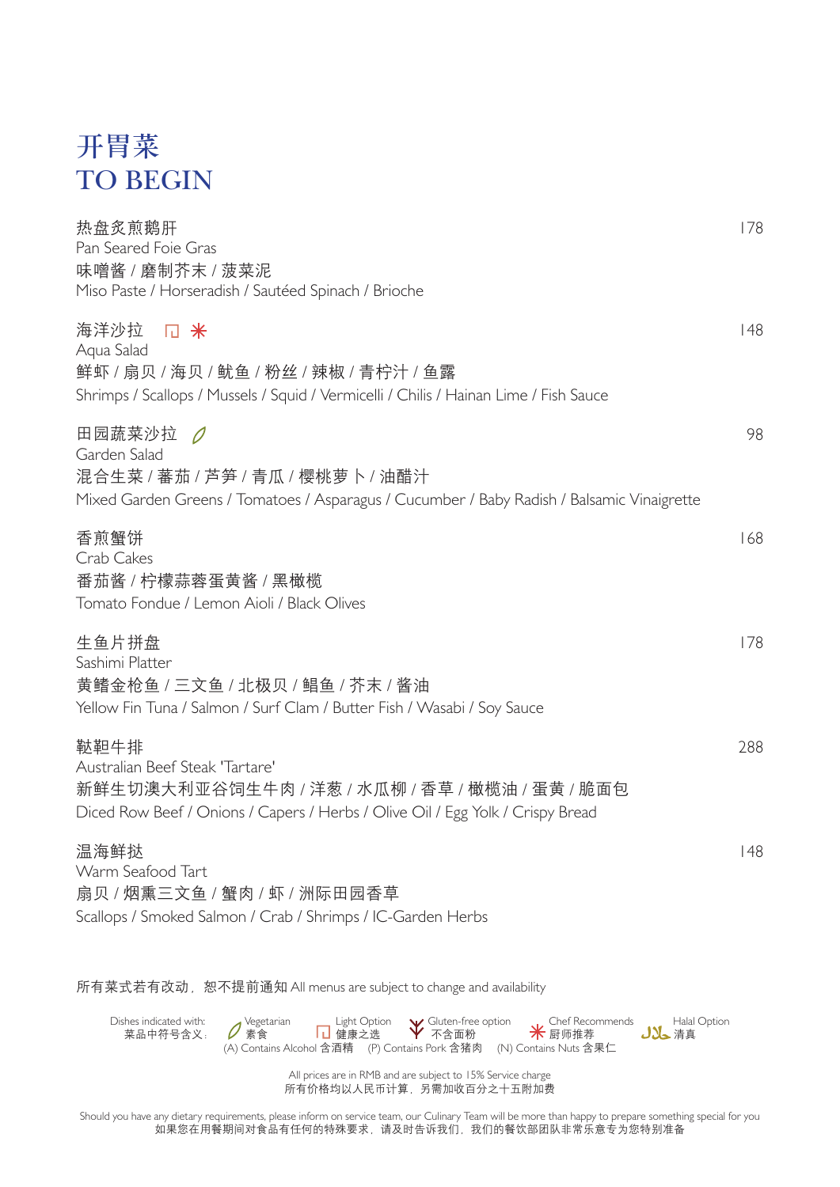# 开胃菜
# TO BEGIN

**热盘炙煎鹅肝** — 178
Pan Seared Foie Gras
味噌酱 / 磨制芥末 / 菠菜泥
Miso Paste / Horseradish / Sautéed Spinach / Brioche

**海洋沙拉** 冂 ✳ — 148
Aqua Salad
鲜虾 / 扇贝 / 海贝 / 鱿鱼 / 粉丝 / 辣椒 / 青柠汁 / 鱼露
Shrimps / Scallops / Mussels / Squid / Vermicelli / Chilis / Hainan Lime / Fish Sauce

**田园蔬菜沙拉** 🍃 — 98
Garden Salad
混合生菜 / 蕃茄 / 芦笋 / 青瓜 / 樱桃萝卜 / 油醋汁
Mixed Garden Greens / Tomatoes / Asparagus / Cucumber / Baby Radish / Balsamic Vinaigrette

**香煎蟹饼** — 168
Crab Cakes
番茄酱 / 柠檬蒜蓉蛋黄酱 / 黑橄榄
Tomato Fondue / Lemon Aioli / Black Olives

**生鱼片拼盘** — 178
Sashimi Platter
黄鳍金枪鱼 / 三文鱼 / 北极贝 / 鲳鱼 / 芥末 / 酱油
Yellow Fin Tuna / Salmon / Surf Clam / Butter Fish / Wasabi / Soy Sauce

**鞑靼牛排** — 288
Australian Beef Steak 'Tartare'
新鲜生切澳大利亚谷饲生牛肉 / 洋葱 / 水瓜柳 / 香草 / 橄榄油 / 蛋黄 / 脆面包
Diced Row Beef / Onions / Capers / Herbs / Olive Oil / Egg Yolk / Crispy Bread

**温海鲜挞** — 148
Warm Seafood Tart
扇贝 / 烟熏三文鱼 / 蟹肉 / 虾 / 洲际田园香草
Scallops / Smoked Salmon / Crab / Shrimps / IC-Garden Herbs

所有菜式若有改动，恕不提前通知 All menus are subject to change and availability

Dishes indicated with: 菜品中符号含义：
🍃 Vegetarian 素食 | 冂 Light Option 健康之选 | Gluten-free option 不含面粉 | ✳ Chef Recommends 厨师推荐 | حلال Halal Option 清真
(A) Contains Alcohol 含酒精 (P) Contains Pork 含猪肉 (N) Contains Nuts 含果仁

All prices are in RMB and are subject to 15% Service charge
所有价格均以人民币计算，另需加收百分之十五附加费

Should you have any dietary requirements, please inform on service team, our Culinary Team will be more than happy to prepare something special for you
如果您在用餐期间对食品有任何的特殊要求，请及时告诉我们，我们的餐饮部团队非常乐意专为您特别准备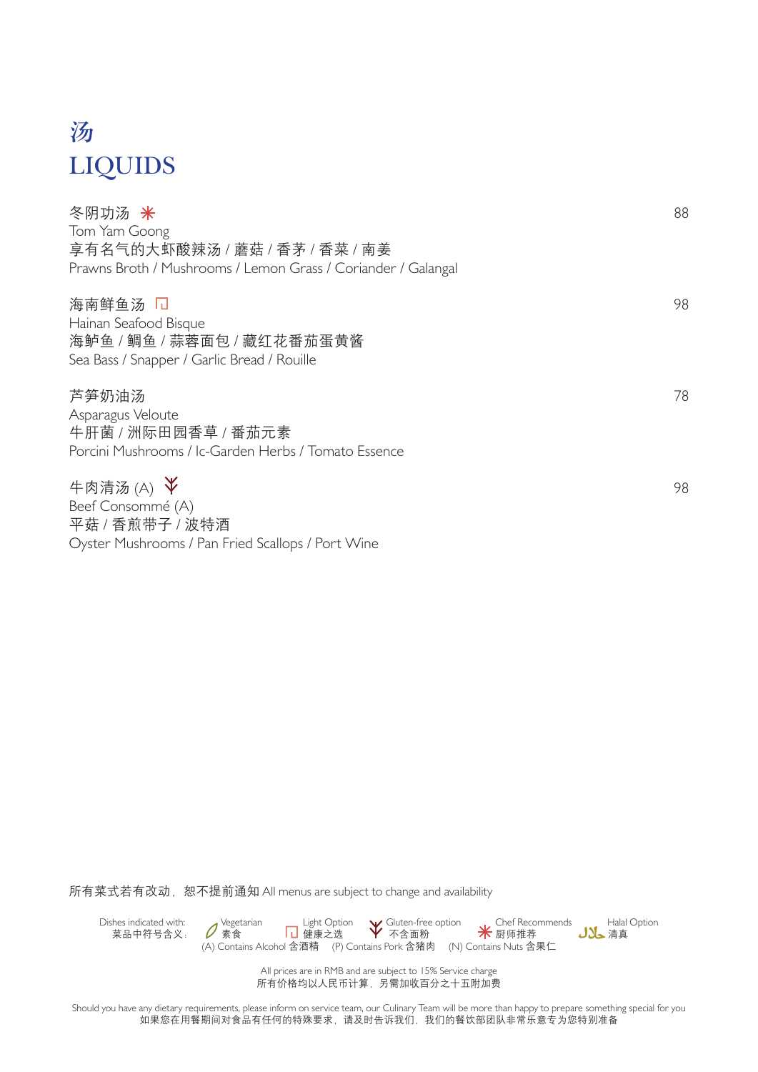# 汤
# LIQUIDS

冬阴功汤 ✳ 88
Tom Yam Goong
享有名气的大虾酸辣汤 / 蘑菇 / 香茅 / 香菜 / 南姜
Prawns Broth / Mushrooms / Lemon Grass / Coriander / Galangal

海南鲜鱼汤 98
Hainan Seafood Bisque
海鲈鱼 / 鲷鱼 / 蒜蓉面包 / 藏红花番茄蛋黄酱
Sea Bass / Snapper / Garlic Bread / Rouille

芦笋奶油汤 78
Asparagus Veloute
牛肝菌 / 洲际田园香草 / 番茄元素
Porcini Mushrooms / Ic-Garden Herbs / Tomato Essence

牛肉清汤 (A) 98
Beef Consommé (A)
平菇 / 香煎带子 / 波特酒
Oyster Mushrooms / Pan Fried Scallops / Port Wine

所有菜式若有改动，恕不提前通知 All menus are subject to change and availability

Dishes indicated with: 菜品中符号含义: Vegetarian 素食 | Light Option 健康之选 | Gluten-free option 不含面粉 | Chef Recommends 厨师推荐 | Halal Option 清真
(A) Contains Alcohol 含酒精 (P) Contains Pork 含猪肉 (N) Contains Nuts 含果仁

All prices are in RMB and are subject to 15% Service charge
所有价格均以人民币计算，另需加收百分之十五附加费

Should you have any dietary requirements, please inform on service team, our Culinary Team will be more than happy to prepare something special for you
如果您在用餐期间对食品有任何的特殊要求，请及时告诉我们，我们的餐饮部团队非常乐意专为您特别准备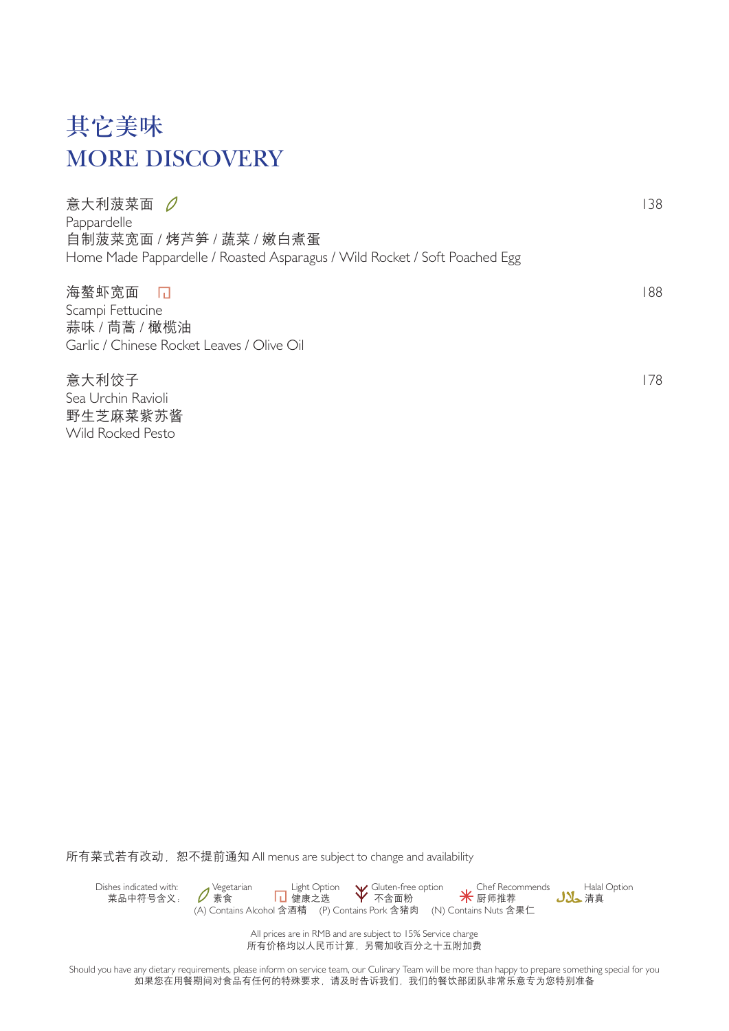# 其它美味
# MORE DISCOVERY

**意大利菠菜面** (Vegetarian) — 138

Pappardelle

自制菠菜宽面 / 烤芦笋 / 蔬菜 / 嫩白煮蛋

Home Made Pappardelle / Roasted Asparagus / Wild Rocket / Soft Poached Egg

**海螯虾宽面** (Light Option) — 188

Scampi Fettucine

蒜味 / 茼蒿 / 橄榄油

Garlic / Chinese Rocket Leaves / Olive Oil

**意大利饺子** — 178

Sea Urchin Ravioli

野生芝麻菜紫苏酱

Wild Rocked Pesto

所有菜式若有改动，恕不提前通知 All menus are subject to change and availability

Dishes indicated with:
菜品中符号含义：
Vegetarian 素食 | Light Option 健康之选 | Gluten-free option 不含面粉 | Chef Recommends 厨师推荐 | Halal Option 清真
(A) Contains Alcohol 含酒精 (P) Contains Pork 含猪肉 (N) Contains Nuts 含果仁

All prices are in RMB and are subject to 15% Service charge
所有价格均以人民币计算，另需加收百分之十五附加费

Should you have any dietary requirements, please inform on service team, our Culinary Team will be more than happy to prepare something special for you
如果您在用餐期间对食品有任何的特殊要求，请及时告诉我们，我们的餐饮部团队非常乐意专为您特别准备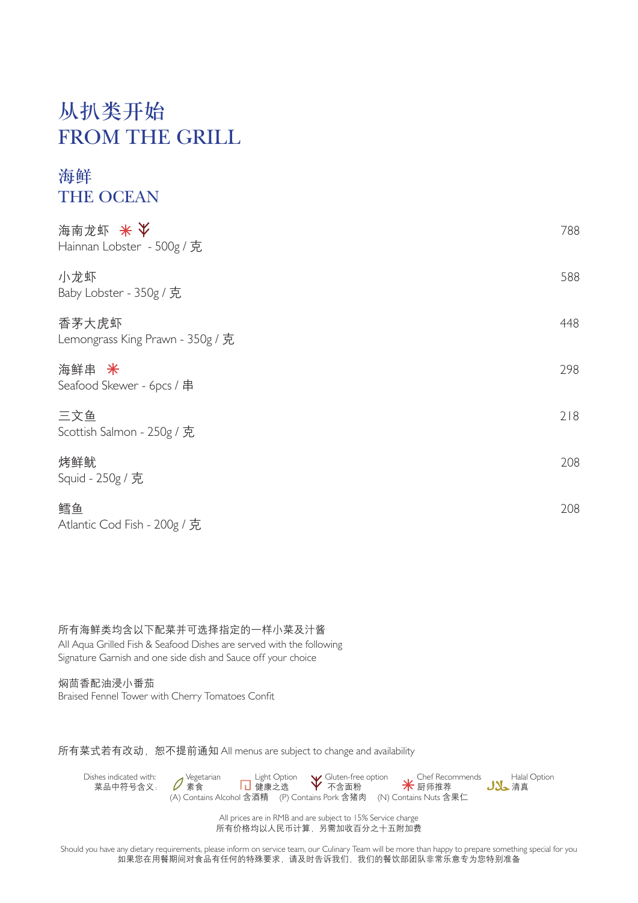# 从扒类开始
# FROM THE GRILL

## 海鲜
## THE OCEAN

| | |
|---|---|
| 海南龙虾 ✳ Y<br>Hainan Lobster - 500g / 克 | 788 |
| 小龙虾<br>Baby Lobster - 350g / 克 | 588 |
| 香茅大虎虾<br>Lemongrass King Prawn - 350g / 克 | 448 |
| 海鲜串 ✳<br>Seafood Skewer - 6pcs / 串 | 298 |
| 三文鱼<br>Scottish Salmon - 250g / 克 | 218 |
| 烤鲜鱿<br>Squid - 250g / 克 | 208 |
| 鳕鱼<br>Atlantic Cod Fish - 200g / 克 | 208 |

所有海鲜类均含以下配菜并可选择指定的一样小菜及汁酱
All Aqua Grilled Fish & Seafood Dishes are served with the following Signature Garnish and one side dish and Sauce off your choice

焖茴香配油浸小番茄
Braised Fennel Tower with Cherry Tomatoes Confit

所有菜式若有改动，恕不提前通知 All menus are subject to change and availability

Dishes indicated with: 菜品中符号含义：Vegetarian 素食 | Light Option 健康之选 | Gluten-free option 不含面粉 | Chef Recommends 厨师推荐 | Halal Option 清真
(A) Contains Alcohol 含酒精 (P) Contains Pork 含猪肉 (N) Contains Nuts 含果仁

All prices are in RMB and are subject to 15% Service charge
所有价格均以人民币计算，另需加收百分之十五附加费

Should you have any dietary requirements, please inform on service team, our Culinary Team will be more than happy to prepare something special for you
如果您在用餐期间对食品有任何的特殊要求，请及时告诉我们，我们的餐饮部团队非常乐意专为您特别准备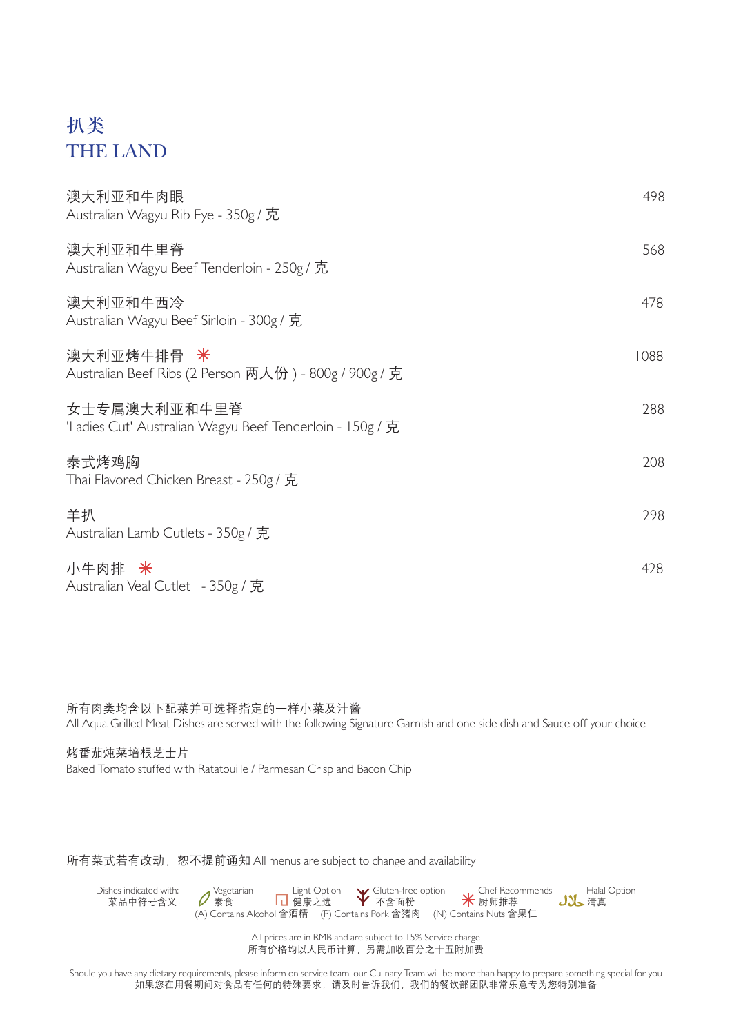# 扒类
# THE LAND

| | |
|---|---|
| 澳大利亚和牛肉眼<br>Australian Wagyu Rib Eye - 350g / 克 | 498 |
| 澳大利亚和牛里脊<br>Australian Wagyu Beef Tenderloin - 250g / 克 | 568 |
| 澳大利亚和牛西冷<br>Australian Wagyu Beef Sirloin - 300g / 克 | 478 |
| 澳大利亚烤牛排骨 *<br>Australian Beef Ribs (2 Person 两人份 ) - 800g / 900g / 克 | 1088 |
| 女士专属澳大利亚和牛里脊<br>'Ladies Cut' Australian Wagyu Beef Tenderloin - 150g / 克 | 288 |
| 泰式烤鸡胸<br>Thai Flavored Chicken Breast - 250g / 克 | 208 |
| 羊扒<br>Australian Lamb Cutlets - 350g / 克 | 298 |
| 小牛肉排 *<br>Australian Veal Cutlet - 350g / 克 | 428 |

所有肉类均含以下配菜并可选择指定的一样小菜及汁酱
All Aqua Grilled Meat Dishes are served with the following Signature Garnish and one side dish and Sauce off your choice

烤番茄炖菜培根芝士片
Baked Tomato stuffed with Ratatouille / Parmesan Crisp and Bacon Chip

所有菜式若有改动，恕不提前通知 All menus are subject to change and availability

Dishes indicated with: 菜品中符号含义: Vegetarian 素食 | Light Option 健康之选 | Gluten-free option 不含面粉 | * Chef Recommends 厨师推荐 | Halal Option 清真
(A) Contains Alcohol 含酒精 (P) Contains Pork 含猪肉 (N) Contains Nuts 含果仁

All prices are in RMB and are subject to 15% Service charge
所有价格均以人民币计算，另需加收百分之十五附加费

Should you have any dietary requirements, please inform on service team, our Culinary Team will be more than happy to prepare something special for you
如果您在用餐期间对食品有任何的特殊要求，请及时告诉我们，我们的餐饮部团队非常乐意专为您特别准备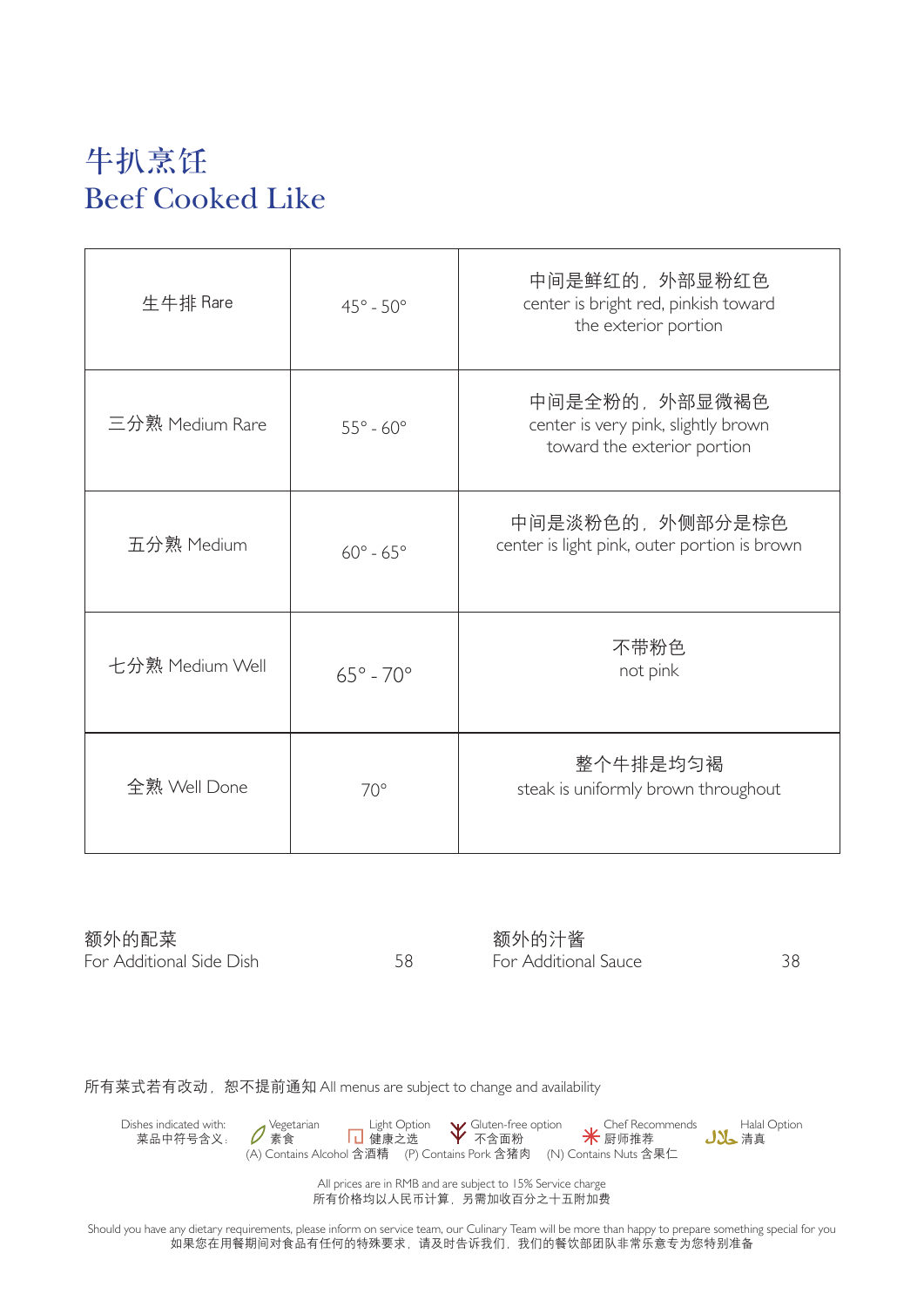# 牛扒烹饪
# Beef Cooked Like

| | | |
|---|---|---|
| 生牛排 Rare | 45° - 50° | 中间是鲜红的，外部显粉红色<br>center is bright red, pinkish toward the exterior portion |
| 三分熟 Medium Rare | 55° - 60° | 中间是全粉的，外部显微褐色<br>center is very pink, slightly brown toward the exterior portion |
| 五分熟 Medium | 60° - 65° | 中间是淡粉色的，外侧部分是棕色<br>center is light pink, outer portion is brown |
| 七分熟 Medium Well | 65° - 70° | 不带粉色<br>not pink |
| 全熟 Well Done | 70° | 整个牛排是均匀褐<br>steak is uniformly brown throughout |

额外的配菜
For Additional Side Dish 58

额外的汁酱
For Additional Sauce 38

所有菜式若有改动，恕不提前通知 All menus are subject to change and availability

Dishes indicated with: 菜品中符号含义： Vegetarian 素食 Light Option 健康之选 Gluten-free option 不含面粉 Chef Recommends 厨师推荐 Halal Option 清真
(A) Contains Alcohol 含酒精 (P) Contains Pork 含猪肉 (N) Contains Nuts 含果仁

All prices are in RMB and are subject to 15% Service charge
所有价格均以人民币计算，另需加收百分之十五附加费

Should you have any dietary requirements, please inform on service team, our Culinary Team will be more than happy to prepare something special for you
如果您在用餐期间对食品有任何的特殊要求，请及时告诉我们，我们的餐饮部团队非常乐意专为您特别准备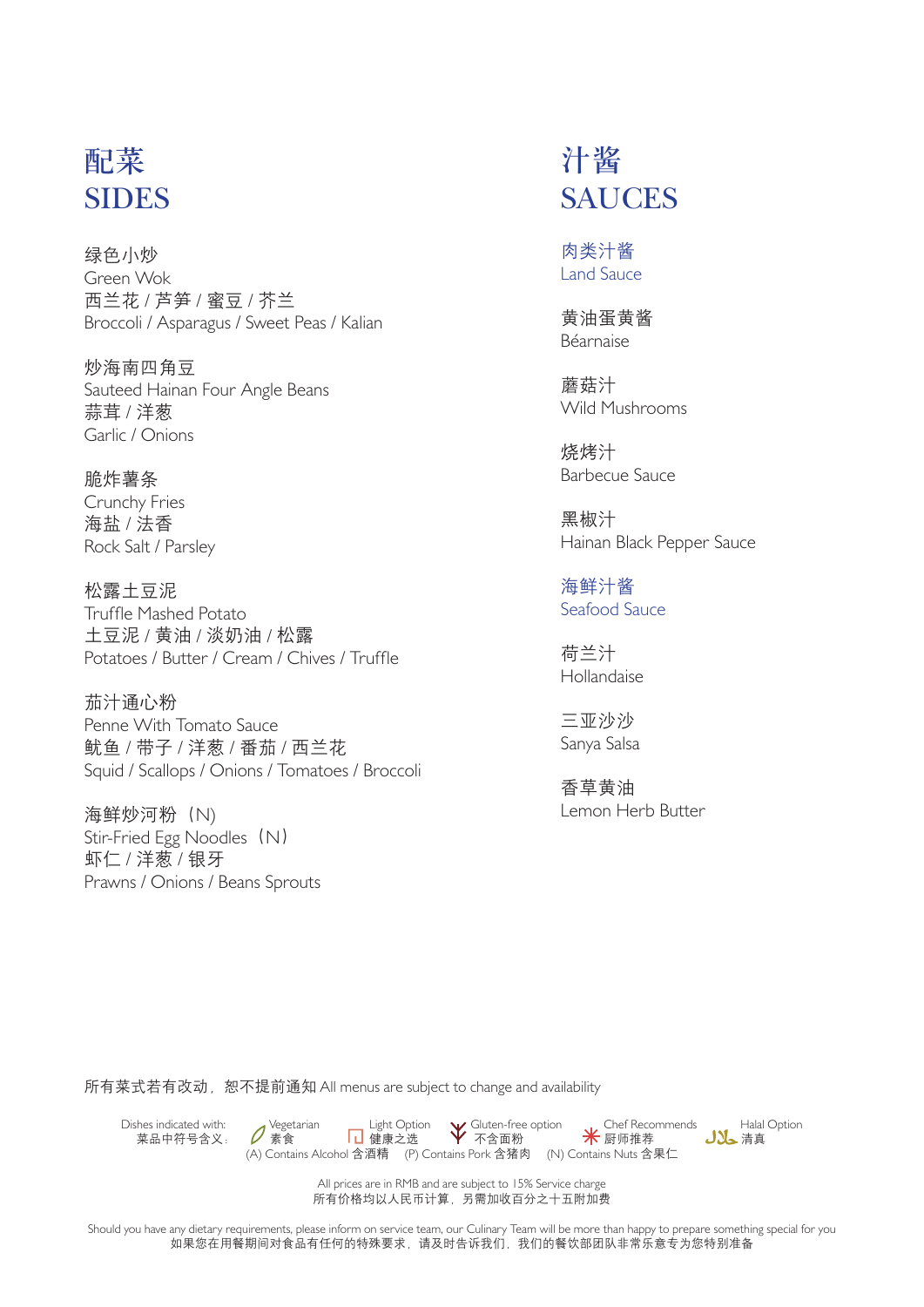# 配菜
# SIDES

绿色小炒
Green Wok
西兰花 / 芦笋 / 蜜豆 / 芥兰
Broccoli / Asparagus / Sweet Peas / Kalian

炒海南四角豆
Sauteed Hainan Four Angle Beans
蒜茸 / 洋葱
Garlic / Onions

脆炸薯条
Crunchy Fries
海盐 / 法香
Rock Salt / Parsley

松露土豆泥
Truffle Mashed Potato
土豆泥 / 黄油 / 淡奶油 / 松露
Potatoes / Butter / Cream / Chives / Truffle

茄汁通心粉
Penne With Tomato Sauce
鱿鱼 / 带子 / 洋葱 / 番茄 / 西兰花
Squid / Scallops / Onions / Tomatoes / Broccoli

海鲜炒河粉（N)
Stir-Fried Egg Noodles（N）
虾仁 / 洋葱 / 银牙
Prawns / Onions / Beans Sprouts

# 汁酱
# SAUCES

## 肉类汁酱
## Land Sauce

黄油蛋黄酱
Béarnaise

蘑菇汁
Wild Mushrooms

烧烤汁
Barbecue Sauce

黑椒汁
Hainan Black Pepper Sauce

## 海鲜汁酱
## Seafood Sauce

荷兰汁
Hollandaise

三亚沙沙
Sanya Salsa

香草黄油
Lemon Herb Butter

所有菜式若有改动，恕不提前通知 All menus are subject to change and availability

Dishes indicated with: 菜品中符号含义： Vegetarian 素食 Light Option 健康之选 Gluten-free option 不含面粉 Chef Recommends 厨师推荐 Halal Option 清真
(A) Contains Alcohol 含酒精 (P) Contains Pork 含猪肉 (N) Contains Nuts 含果仁

All prices are in RMB and are subject to 15% Service charge
所有价格均以人民币计算，另需加收百分之十五附加费

Should you have any dietary requirements, please inform on service team, our Culinary Team will be more than happy to prepare something special for you
如果您在用餐期间对食品有任何的特殊要求，请及时告诉我们，我们的餐饮部团队非常乐意专为您特别准备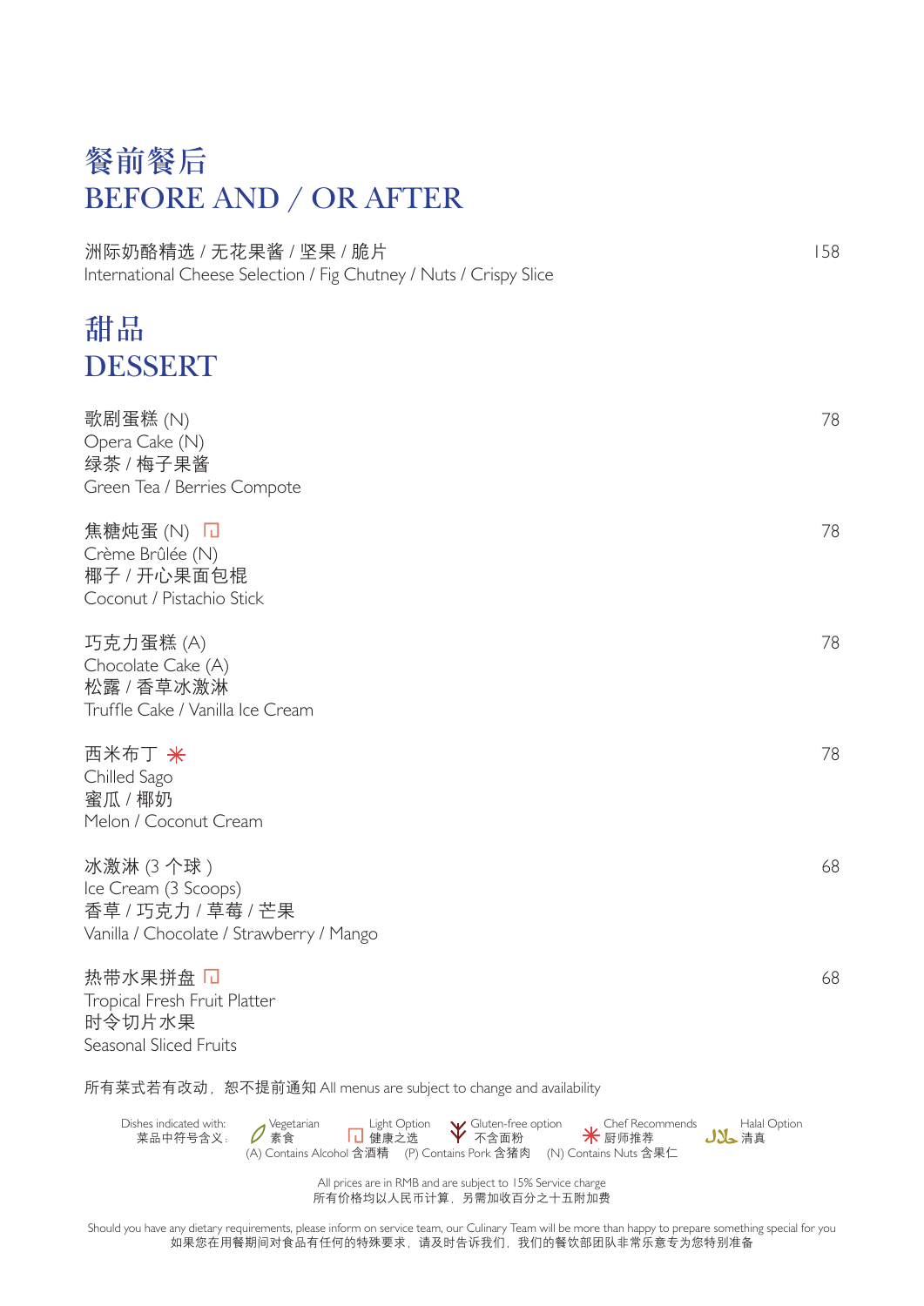# 餐前餐后
# BEFORE AND / OR AFTER

洲际奶酪精选 / 无花果酱 / 坚果 / 脆片
International Cheese Selection / Fig Chutney / Nuts / Crispy Slice — 158

# 甜品
# DESSERT

歌剧蛋糕 (N)
Opera Cake (N)
绿茶 / 梅子果酱
Green Tea / Berries Compote — 78

焦糖炖蛋 (N) 🗔
Crème Brûlée (N)
椰子 / 开心果面包棍
Coconut / Pistachio Stick — 78

巧克力蛋糕 (A)
Chocolate Cake (A)
松露 / 香草冰激淋
Truffle Cake / Vanilla Ice Cream — 78

西米布丁 *
Chilled Sago
蜜瓜 / 椰奶
Melon / Coconut Cream — 78

冰激淋 (3 个球 )
Ice Cream (3 Scoops)
香草 / 巧克力 / 草莓 / 芒果
Vanilla / Chocolate / Strawberry / Mango — 68

热带水果拼盘 🗔
Tropical Fresh Fruit Platter
时令切片水果
Seasonal Sliced Fruits — 68

所有菜式若有改动，恕不提前通知 All menus are subject to change and availability

Dishes indicated with: 菜品中符号含义：
Vegetarian 素食 | Light Option 健康之选 | Gluten-free option 不含面粉 | Chef Recommends 厨师推荐 | Halal Option 清真
(A) Contains Alcohol 含酒精 (P) Contains Pork 含猪肉 (N) Contains Nuts 含果仁

All prices are in RMB and are subject to 15% Service charge
所有价格均以人民币计算，另需加收百分之十五附加费

Should you have any dietary requirements, please inform on service team, our Culinary Team will be more than happy to prepare something special for you
如果您在用餐期间对食品有任何的特殊要求，请及时告诉我们，我们的餐饮部团队非常乐意专为您特别准备